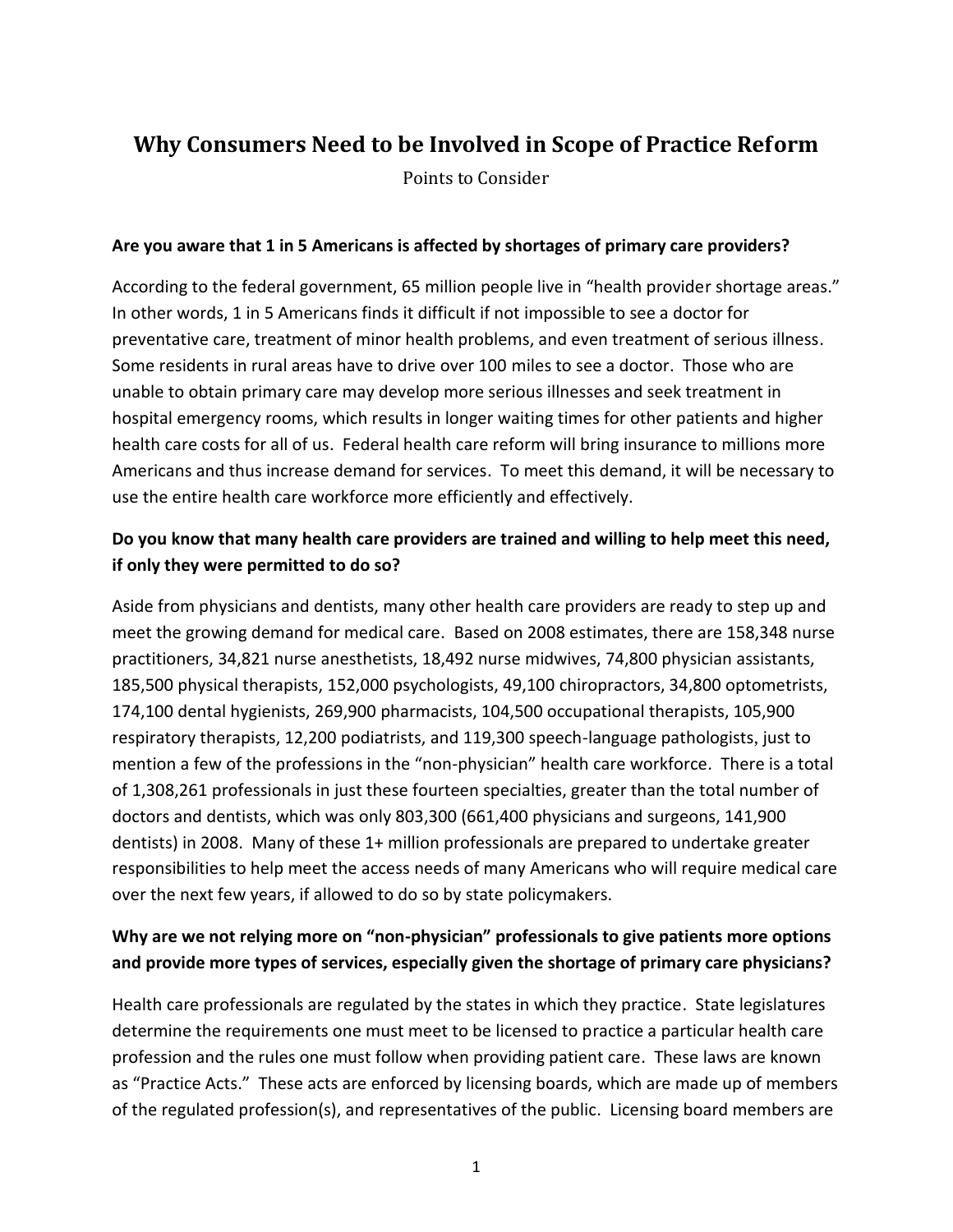# Why Consumers Need to be Involved in Scope of Practice Reform

Points to Consider

**Are you aware that 1 in 5 Americans is affected by shortages of primary care providers?**

According to the federal government, 65 million people live in "health provider shortage areas." In other words, 1 in 5 Americans finds it difficult if not impossible to see a doctor for preventative care, treatment of minor health problems, and even treatment of serious illness. Some residents in rural areas have to drive over 100 miles to see a doctor. Those who are unable to obtain primary care may develop more serious illnesses and seek treatment in hospital emergency rooms, which results in longer waiting times for other patients and higher health care costs for all of us. Federal health care reform will bring insurance to millions more Americans and thus increase demand for services. To meet this demand, it will be necessary to use the entire health care workforce more efficiently and effectively.

**Do you know that many health care providers are trained and willing to help meet this need, if only they were permitted to do so?**

Aside from physicians and dentists, many other health care providers are ready to step up and meet the growing demand for medical care. Based on 2008 estimates, there are 158,348 nurse practitioners, 34,821 nurse anesthetists, 18,492 nurse midwives, 74,800 physician assistants, 185,500 physical therapists, 152,000 psychologists, 49,100 chiropractors, 34,800 optometrists, 174,100 dental hygienists, 269,900 pharmacists, 104,500 occupational therapists, 105,900 respiratory therapists, 12,200 podiatrists, and 119,300 speech-language pathologists, just to mention a few of the professions in the "non-physician" health care workforce. There is a total of 1,308,261 professionals in just these fourteen specialties, greater than the total number of doctors and dentists, which was only 803,300 (661,400 physicians and surgeons, 141,900 dentists) in 2008. Many of these 1+ million professionals are prepared to undertake greater responsibilities to help meet the access needs of many Americans who will require medical care over the next few years, if allowed to do so by state policymakers.

**Why are we not relying more on "non-physician" professionals to give patients more options and provide more types of services, especially given the shortage of primary care physicians?**

Health care professionals are regulated by the states in which they practice. State legislatures determine the requirements one must meet to be licensed to practice a particular health care profession and the rules one must follow when providing patient care. These laws are known as "Practice Acts." These acts are enforced by licensing boards, which are made up of members of the regulated profession(s), and representatives of the public. Licensing board members are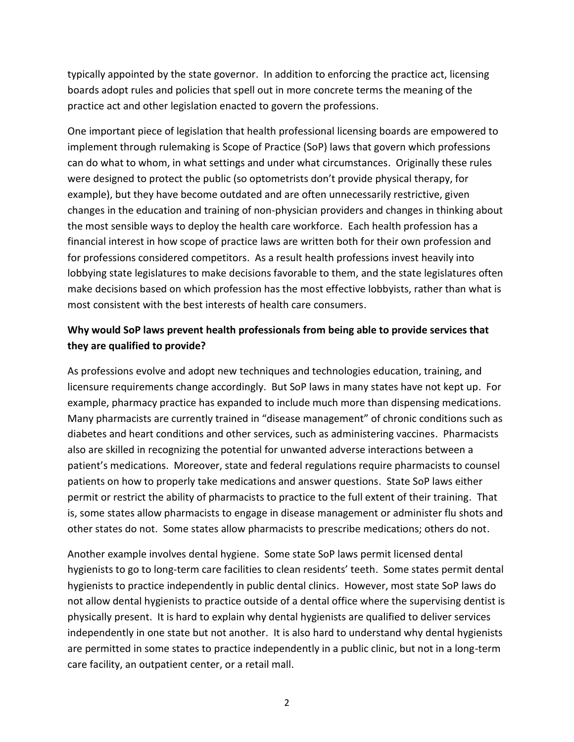typically appointed by the state governor. In addition to enforcing the practice act, licensing boards adopt rules and policies that spell out in more concrete terms the meaning of the practice act and other legislation enacted to govern the professions.

One important piece of legislation that health professional licensing boards are empowered to implement through rulemaking is Scope of Practice (SoP) laws that govern which professions can do what to whom, in what settings and under what circumstances. Originally these rules were designed to protect the public (so optometrists don't provide physical therapy, for example), but they have become outdated and are often unnecessarily restrictive, given changes in the education and training of non-physician providers and changes in thinking about the most sensible ways to deploy the health care workforce. Each health profession has a financial interest in how scope of practice laws are written both for their own profession and for professions considered competitors. As a result health professions invest heavily into lobbying state legislatures to make decisions favorable to them, and the state legislatures often make decisions based on which profession has the most effective lobbyists, rather than what is most consistent with the best interests of health care consumers.

**Why would SoP laws prevent health professionals from being able to provide services that they are qualified to provide?**

As professions evolve and adopt new techniques and technologies education, training, and licensure requirements change accordingly. But SoP laws in many states have not kept up. For example, pharmacy practice has expanded to include much more than dispensing medications. Many pharmacists are currently trained in "disease management" of chronic conditions such as diabetes and heart conditions and other services, such as administering vaccines. Pharmacists also are skilled in recognizing the potential for unwanted adverse interactions between a patient's medications. Moreover, state and federal regulations require pharmacists to counsel patients on how to properly take medications and answer questions. State SoP laws either permit or restrict the ability of pharmacists to practice to the full extent of their training. That is, some states allow pharmacists to engage in disease management or administer flu shots and other states do not. Some states allow pharmacists to prescribe medications; others do not.

Another example involves dental hygiene. Some state SoP laws permit licensed dental hygienists to go to long-term care facilities to clean residents' teeth. Some states permit dental hygienists to practice independently in public dental clinics. However, most state SoP laws do not allow dental hygienists to practice outside of a dental office where the supervising dentist is physically present. It is hard to explain why dental hygienists are qualified to deliver services independently in one state but not another. It is also hard to understand why dental hygienists are permitted in some states to practice independently in a public clinic, but not in a long-term care facility, an outpatient center, or a retail mall.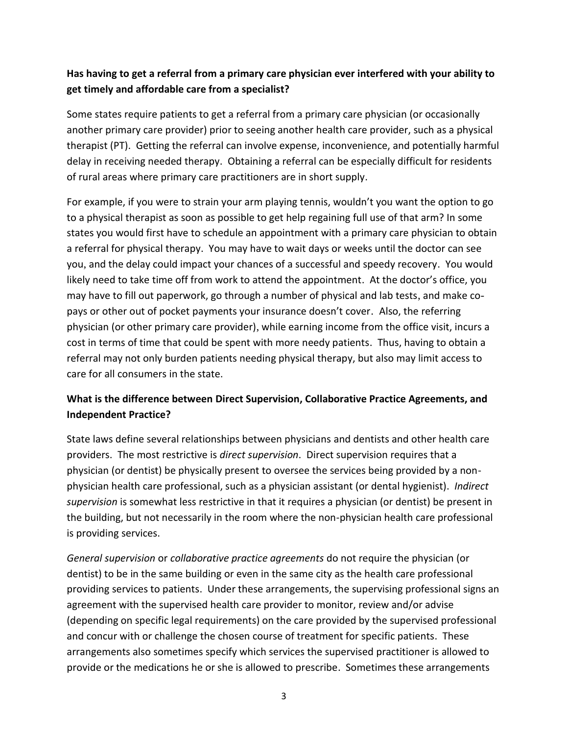**Has having to get a referral from a primary care physician ever interfered with your ability to get timely and affordable care from a specialist?**

Some states require patients to get a referral from a primary care physician (or occasionally another primary care provider) prior to seeing another health care provider, such as a physical therapist (PT). Getting the referral can involve expense, inconvenience, and potentially harmful delay in receiving needed therapy. Obtaining a referral can be especially difficult for residents of rural areas where primary care practitioners are in short supply.

For example, if you were to strain your arm playing tennis, wouldn't you want the option to go to a physical therapist as soon as possible to get help regaining full use of that arm? In some states you would first have to schedule an appointment with a primary care physician to obtain a referral for physical therapy. You may have to wait days or weeks until the doctor can see you, and the delay could impact your chances of a successful and speedy recovery. You would likely need to take time off from work to attend the appointment. At the doctor's office, you may have to fill out paperwork, go through a number of physical and lab tests, and make co-pays or other out of pocket payments your insurance doesn't cover. Also, the referring physician (or other primary care provider), while earning income from the office visit, incurs a cost in terms of time that could be spent with more needy patients. Thus, having to obtain a referral may not only burden patients needing physical therapy, but also may limit access to care for all consumers in the state.

**What is the difference between Direct Supervision, Collaborative Practice Agreements, and Independent Practice?**

State laws define several relationships between physicians and dentists and other health care providers. The most restrictive is *direct supervision*. Direct supervision requires that a physician (or dentist) be physically present to oversee the services being provided by a non-physician health care professional, such as a physician assistant (or dental hygienist). *Indirect supervision* is somewhat less restrictive in that it requires a physician (or dentist) be present in the building, but not necessarily in the room where the non-physician health care professional is providing services.

*General supervision* or *collaborative practice agreements* do not require the physician (or dentist) to be in the same building or even in the same city as the health care professional providing services to patients. Under these arrangements, the supervising professional signs an agreement with the supervised health care provider to monitor, review and/or advise (depending on specific legal requirements) on the care provided by the supervised professional and concur with or challenge the chosen course of treatment for specific patients. These arrangements also sometimes specify which services the supervised practitioner is allowed to provide or the medications he or she is allowed to prescribe. Sometimes these arrangements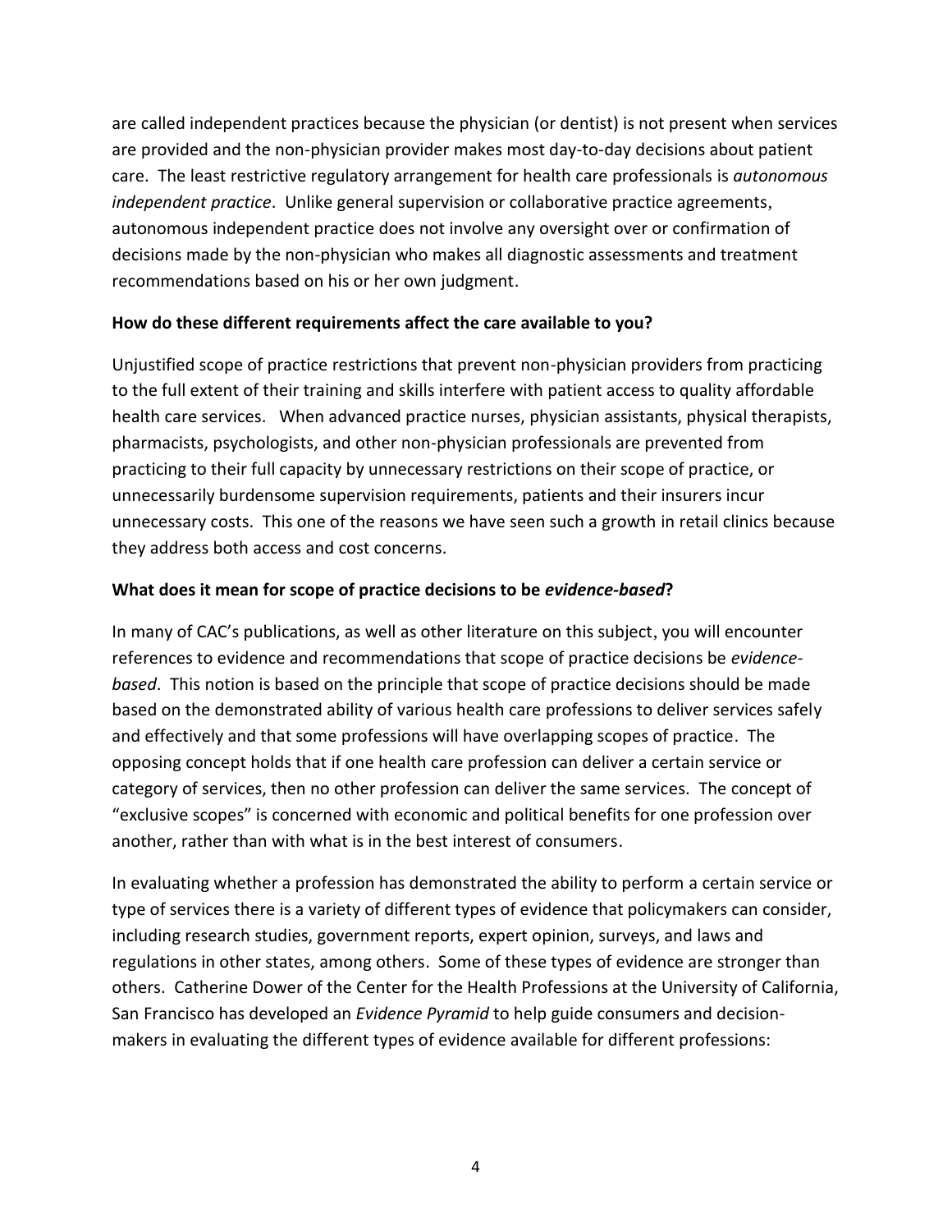are called independent practices because the physician (or dentist) is not present when services are provided and the non-physician provider makes most day-to-day decisions about patient care. The least restrictive regulatory arrangement for health care professionals is *autonomous independent practice*. Unlike general supervision or collaborative practice agreements, autonomous independent practice does not involve any oversight over or confirmation of decisions made by the non-physician who makes all diagnostic assessments and treatment recommendations based on his or her own judgment.

**How do these different requirements affect the care available to you?**

Unjustified scope of practice restrictions that prevent non-physician providers from practicing to the full extent of their training and skills interfere with patient access to quality affordable health care services. When advanced practice nurses, physician assistants, physical therapists, pharmacists, psychologists, and other non-physician professionals are prevented from practicing to their full capacity by unnecessary restrictions on their scope of practice, or unnecessarily burdensome supervision requirements, patients and their insurers incur unnecessary costs. This one of the reasons we have seen such a growth in retail clinics because they address both access and cost concerns.

**What does it mean for scope of practice decisions to be *evidence-based*?**

In many of CAC's publications, as well as other literature on this subject, you will encounter references to evidence and recommendations that scope of practice decisions be *evidence-based*. This notion is based on the principle that scope of practice decisions should be made based on the demonstrated ability of various health care professions to deliver services safely and effectively and that some professions will have overlapping scopes of practice. The opposing concept holds that if one health care profession can deliver a certain service or category of services, then no other profession can deliver the same services. The concept of "exclusive scopes" is concerned with economic and political benefits for one profession over another, rather than with what is in the best interest of consumers.

In evaluating whether a profession has demonstrated the ability to perform a certain service or type of services there is a variety of different types of evidence that policymakers can consider, including research studies, government reports, expert opinion, surveys, and laws and regulations in other states, among others. Some of these types of evidence are stronger than others. Catherine Dower of the Center for the Health Professions at the University of California, San Francisco has developed an *Evidence Pyramid* to help guide consumers and decision-makers in evaluating the different types of evidence available for different professions: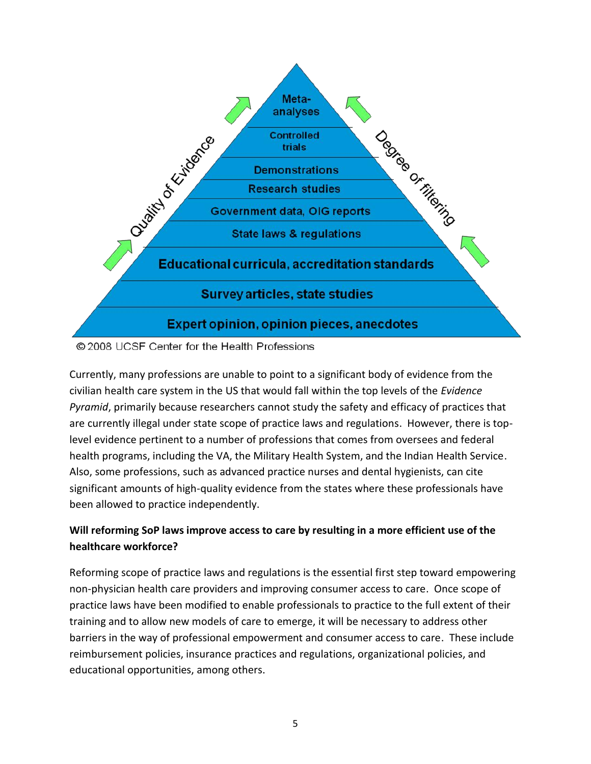Meta-analyses

Controlled trials

Demonstrations

Research studies

Government data, OIG reports

State laws & regulations

Educational curricula, accreditation standards

Survey articles, state studies

Expert opinion, opinion pieces, anecdotes

Quality of Evidence

Degree of filtering

© 2008 UCSF Center for the Health Professions

Currently, many professions are unable to point to a significant body of evidence from the civilian health care system in the US that would fall within the top levels of the *Evidence Pyramid*, primarily because researchers cannot study the safety and efficacy of practices that are currently illegal under state scope of practice laws and regulations. However, there is top-level evidence pertinent to a number of professions that comes from oversees and federal health programs, including the VA, the Military Health System, and the Indian Health Service. Also, some professions, such as advanced practice nurses and dental hygienists, can cite significant amounts of high-quality evidence from the states where these professionals have been allowed to practice independently.

**Will reforming SoP laws improve access to care by resulting in a more efficient use of the healthcare workforce?**

Reforming scope of practice laws and regulations is the essential first step toward empowering non-physician health care providers and improving consumer access to care. Once scope of practice laws have been modified to enable professionals to practice to the full extent of their training and to allow new models of care to emerge, it will be necessary to address other barriers in the way of professional empowerment and consumer access to care. These include reimbursement policies, insurance practices and regulations, organizational policies, and educational opportunities, among others.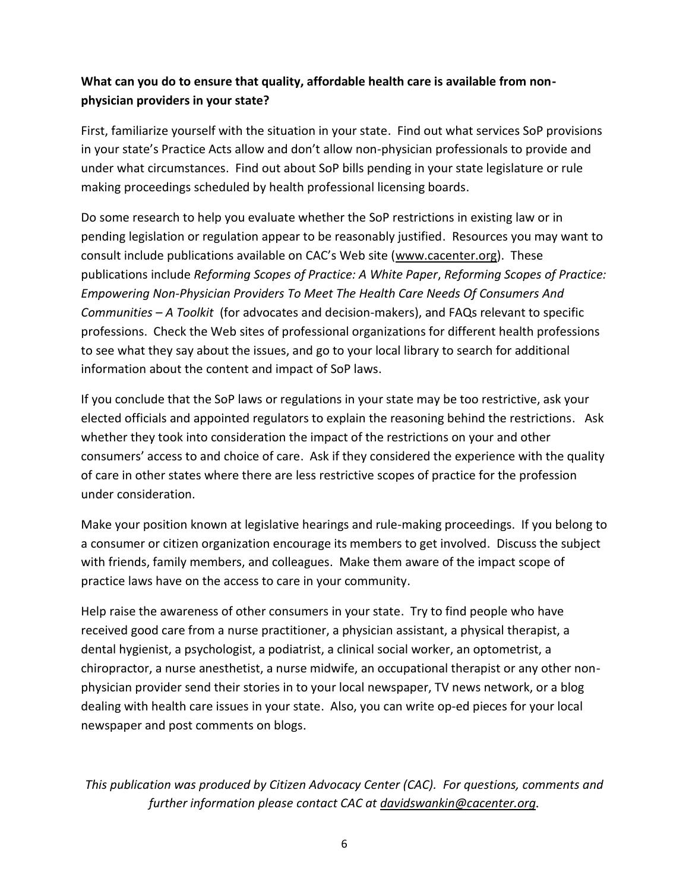**What can you do to ensure that quality, affordable health care is available from non-physician providers in your state?**

First, familiarize yourself with the situation in your state. Find out what services SoP provisions in your state's Practice Acts allow and don't allow non-physician professionals to provide and under what circumstances. Find out about SoP bills pending in your state legislature or rule making proceedings scheduled by health professional licensing boards.

Do some research to help you evaluate whether the SoP restrictions in existing law or in pending legislation or regulation appear to be reasonably justified. Resources you may want to consult include publications available on CAC's Web site (www.cacenter.org). These publications include *Reforming Scopes of Practice: A White Paper*, *Reforming Scopes of Practice: Empowering Non-Physician Providers To Meet The Health Care Needs Of Consumers And Communities – A Toolkit* (for advocates and decision-makers), and FAQs relevant to specific professions. Check the Web sites of professional organizations for different health professions to see what they say about the issues, and go to your local library to search for additional information about the content and impact of SoP laws.

If you conclude that the SoP laws or regulations in your state may be too restrictive, ask your elected officials and appointed regulators to explain the reasoning behind the restrictions. Ask whether they took into consideration the impact of the restrictions on your and other consumers' access to and choice of care. Ask if they considered the experience with the quality of care in other states where there are less restrictive scopes of practice for the profession under consideration.

Make your position known at legislative hearings and rule-making proceedings. If you belong to a consumer or citizen organization encourage its members to get involved. Discuss the subject with friends, family members, and colleagues. Make them aware of the impact scope of practice laws have on the access to care in your community.

Help raise the awareness of other consumers in your state. Try to find people who have received good care from a nurse practitioner, a physician assistant, a physical therapist, a dental hygienist, a psychologist, a podiatrist, a clinical social worker, an optometrist, a chiropractor, a nurse anesthetist, a nurse midwife, an occupational therapist or any other non-physician provider send their stories in to your local newspaper, TV news network, or a blog dealing with health care issues in your state. Also, you can write op-ed pieces for your local newspaper and post comments on blogs.

*This publication was produced by Citizen Advocacy Center (CAC). For questions, comments and further information please contact CAC at davidswankin@cacenter.org.*